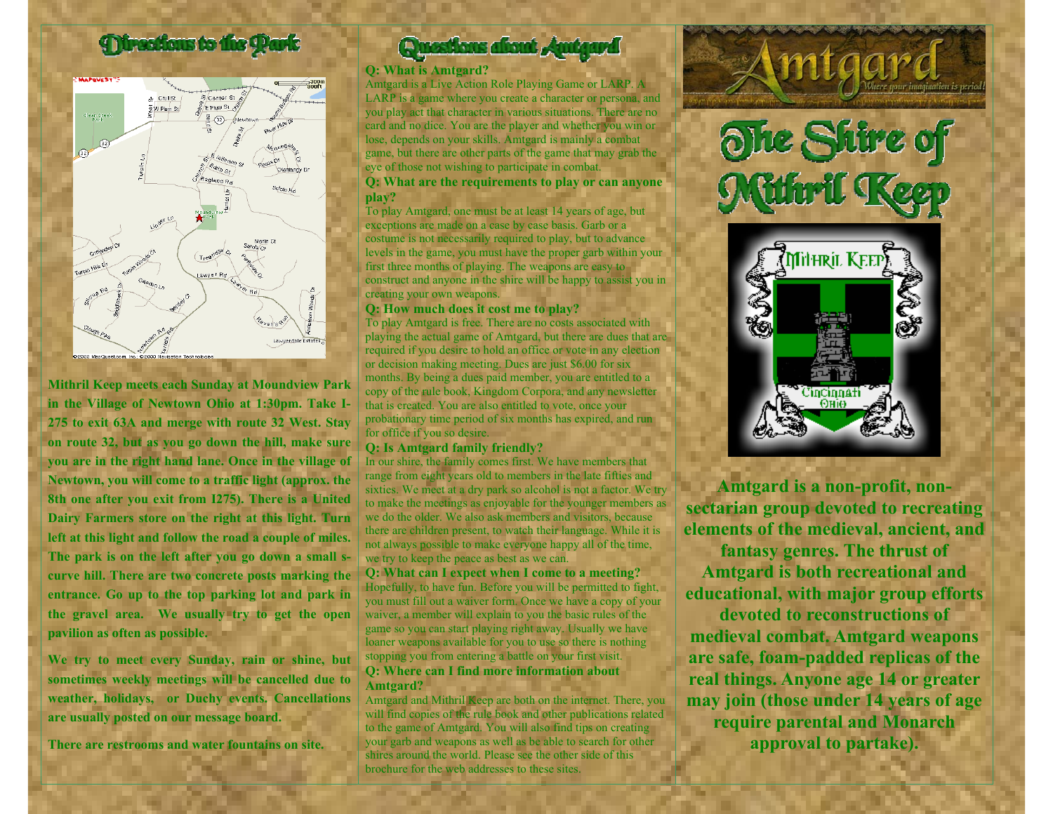## Directions to the Park

Mithril Keep meets each Sunday at Moundview Park in the Village of Newtown Ohio at 1:30pm. Take I-275 to exit 63A and merge with route 32 West. Stay on route 32, but as you go down the hill, make sure you are in the right hand lane. Once in the village of Newtown, you will come to a traffic light (approx. the 8th one after you exit from I275). There is a United Dairy Farmers store on the right at this light. Turn left at this light and follow the road a couple of miles. The park is on the left after you go down a small s-curve hill. There are two concrete posts marking the entrance. Go up to the top parking lot and park in the gravel area. We usually try to get the open pavilion as often as possible.

We try to meet every Sunday, rain or shine, but sometimes weekly meetings will be cancelled due to weather, holidays, or Duchy events. Cancellations are usually posted on our message board.

There are restrooms and water fountains on site.

## Questions about Amtgard

**Q: What is Amtgard?**

Amtgard is a Live Action Role Playing Game or LARP. A LARP is a game where you create a character or persona, and you play act that character in various situations. There are no card and no dice. You are the player and whether you win or lose, depends on your skills. Amtgard is mainly a combat game, but there are other parts of the game that may grab the eye of those not wishing to participate in combat.

**Q: What are the requirements to play or can anyone play?**

To play Amtgard, one must be at least 14 years of age, but exceptions are made on a case by case basis. Garb or a costume is not necessarily required to play, but to advance levels in the game, you must have the proper garb within your first three months of playing. The weapons are easy to construct and anyone in the shire will be happy to assist you in creating your own weapons.

**Q: How much does it cost me to play?**

To play Amtgard is free. There are no costs associated with playing the actual game of Amtgard, but there are dues that are required if you desire to hold an office or vote in any election or decision making meeting. Dues are just $6.00 for six months. By being a dues paid member, you are entitled to a copy of the rule book, Kingdom Corpora, and any newsletter that is created. You are also entitled to vote, once your probationary time period of six months has expired, and run for office if you so desire.

**Q: Is Amtgard family friendly?**

In our shire, the family comes first. We have members that range from eight years old to members in the late fifties and sixties. We meet at a dry park so alcohol is not a factor. We try to make the meetings as enjoyable for the younger members as we do the older. We also ask members and visitors, because there are children present, to watch their language. While it is not always possible to make everyone happy all of the time, we try to keep the peace as best as we can.

**Q: What can I expect when I come to a meeting?**

Hopefully, to have fun. Before you will be permitted to fight, you must fill out a waiver form. Once we have a copy of your waiver, a member will explain to you the basic rules of the game so you can start playing right away. Usually we have loaner weapons available for you to use so there is nothing stopping you from entering a battle on your first visit.

**Q: Where can I find more information about Amtgard?**

Amtgard and Mithril Keep are both on the internet. There, you will find copies of the rule book and other publications related to the game of Amtgard. You will also find tips on creating your garb and weapons as well as be able to search for other shires around the world. Please see the other side of this brochure for the web addresses to these sites.

# Amtgard

*Where your imagination is period!*

# The Shire of Mithril Keep

Mithril Keep — Cincinnati Ohio

**Amtgard is a non-profit, non-sectarian group devoted to recreating elements of the medieval, ancient, and fantasy genres. The thrust of Amtgard is both recreational and educational, with major group efforts devoted to reconstructions of medieval combat. Amtgard weapons are safe, foam-padded replicas of the real things. Anyone age 14 or greater may join (those under 14 years of age require parental and Monarch approval to partake).**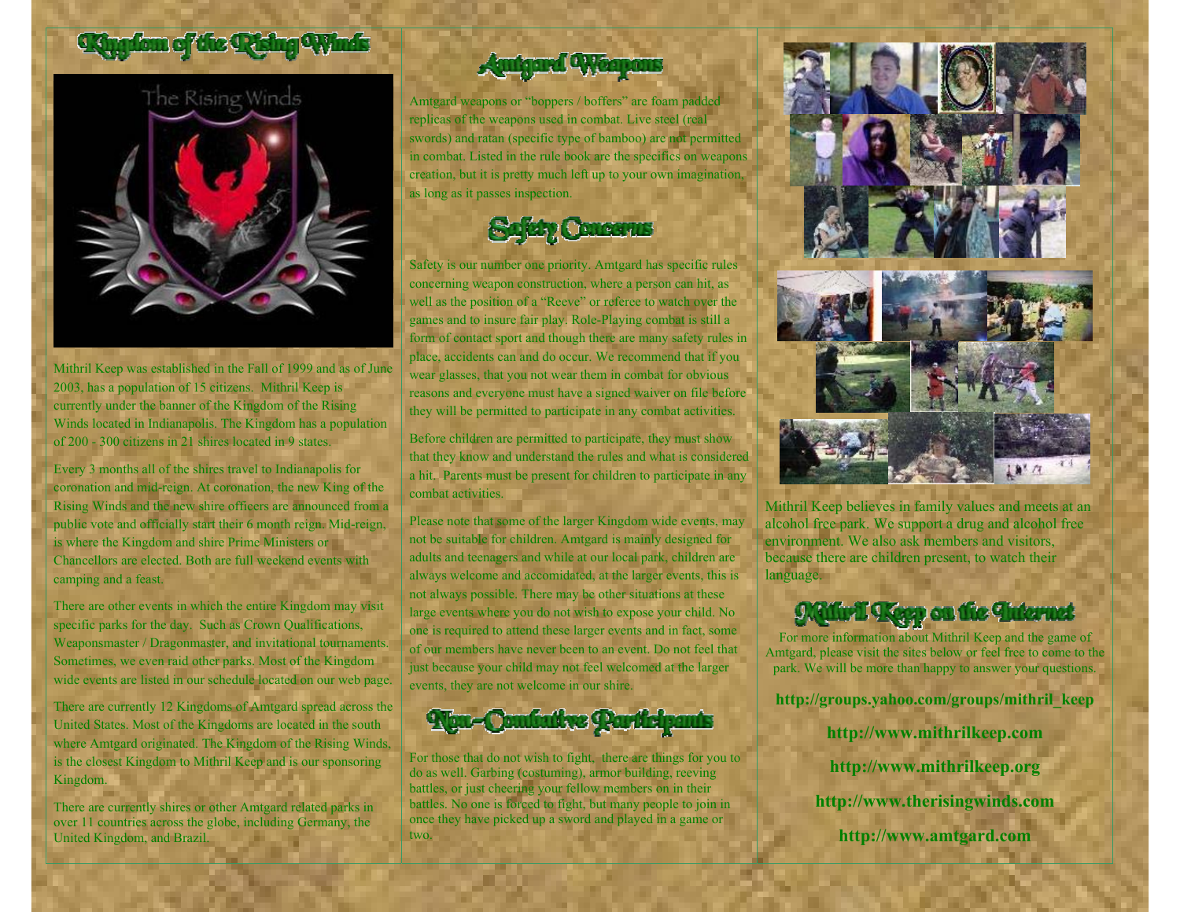## Kingdom of the Rising Winds

Mithril Keep was established in the Fall of 1999 and as of June 2003, has a population of 15 citizens. Mithril Keep is currently under the banner of the Kingdom of the Rising Winds located in Indianapolis. The Kingdom has a population of 200 - 300 citizens in 21 shires located in 9 states.

Every 3 months all of the shires travel to Indianapolis for coronation and mid-reign. At coronation, the new King of the Rising Winds and the new shire officers are announced from a public vote and officially start their 6 month reign. Mid-reign, is where the Kingdom and shire Prime Ministers or Chancellors are elected. Both are full weekend events with camping and a feast.

There are other events in which the entire Kingdom may visit specific parks for the day. Such as Crown Qualifications, Weaponsmaster / Dragonmaster, and invitational tournaments. Sometimes, we even raid other parks. Most of the Kingdom wide events are listed in our schedule located on our web page.

There are currently 12 Kingdoms of Amtgard spread across the United States. Most of the Kingdoms are located in the south where Amtgard originated. The Kingdom of the Rising Winds, is the closest Kingdom to Mithril Keep and is our sponsoring Kingdom.

There are currently shires or other Amtgard related parks in over 11 countries across the globe, including Germany, the United Kingdom, and Brazil.

## Amtgard Weapons

Amtgard weapons or "boppers / boffers" are foam padded replicas of the weapons used in combat. Live steel (real swords) and ratan (specific type of bamboo) are not permitted in combat. Listed in the rule book are the specifics on weapons creation, but it is pretty much left up to your own imagination, as long as it passes inspection.

## Safety Concerns

Safety is our number one priority. Amtgard has specific rules concerning weapon construction, where a person can hit, as well as the position of a "Reeve" or referee to watch over the games and to insure fair play. Role-Playing combat is still a form of contact sport and though there are many safety rules in place, accidents can and do occur. We recommend that if you wear glasses, that you not wear them in combat for obvious reasons and everyone must have a signed waiver on file before they will be permitted to participate in any combat activities.

Before children are permitted to participate, they must show that they know and understand the rules and what is considered a hit. Parents must be present for children to participate in any combat activities.

Please note that some of the larger Kingdom wide events, may not be suitable for children. Amtgard is mainly designed for adults and teenagers and while at our local park, children are always welcome and accomidated, at the larger events, this is not always possible. There may be other situations at these large events where you do not wish to expose your child. No one is required to attend these larger events and in fact, some of our members have never been to an event. Do not feel that just because your child may not feel welcomed at the larger events, they are not welcome in our shire.

## Non-Combative Participants

For those that do not wish to fight, there are things for you to do as well. Garbing (costuming), armor building, reeving battles, or just cheering your fellow members on in their battles. No one is forced to fight, but many people to join in once they have picked up a sword and played in a game or two.

Mithril Keep believes in family values and meets at an alcohol free park. We support a drug and alcohol free environment. We also ask members and visitors, because there are children present, to watch their language.

## Mithril Keep on the Internet

For more information about Mithril Keep and the game of Amtgard, please visit the sites below or feel free to come to the park. We will be more than happy to answer your questions.

**http://groups.yahoo.com/groups/mithril_keep**

**http://www.mithrilkeep.com**

**http://www.mithrilkeep.org**

**http://www.therisingwinds.com**

**http://www.amtgard.com**